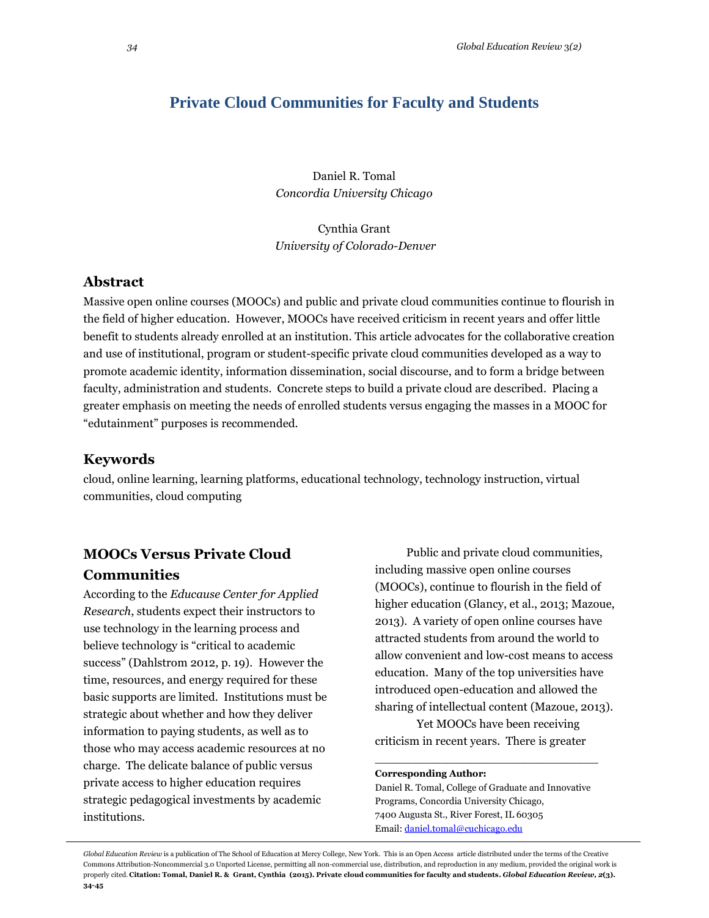# Private Cloud Communities for Faculty and Students

Daniel R. Tomal
*Concordia University Chicago*

Cynthia Grant
*University of Colorado-Denver*

## Abstract

Massive open online courses (MOOCs) and public and private cloud communities continue to flourish in the field of higher education. However, MOOCs have received criticism in recent years and offer little benefit to students already enrolled at an institution. This article advocates for the collaborative creation and use of institutional, program or student-specific private cloud communities developed as a way to promote academic identity, information dissemination, social discourse, and to form a bridge between faculty, administration and students. Concrete steps to build a private cloud are described. Placing a greater emphasis on meeting the needs of enrolled students versus engaging the masses in a MOOC for "edutainment" purposes is recommended.

## Keywords

cloud, online learning, learning platforms, educational technology, technology instruction, virtual communities, cloud computing

## MOOCs Versus Private Cloud Communities

According to the *Educause Center for Applied Research*, students expect their instructors to use technology in the learning process and believe technology is "critical to academic success" (Dahlstrom 2012, p. 19). However the time, resources, and energy required for these basic supports are limited. Institutions must be strategic about whether and how they deliver information to paying students, as well as to those who may access academic resources at no charge. The delicate balance of public versus private access to higher education requires strategic pedagogical investments by academic institutions.

Public and private cloud communities, including massive open online courses (MOOCs), continue to flourish in the field of higher education (Glancy, et al., 2013; Mazoue, 2013). A variety of open online courses have attracted students from around the world to allow convenient and low-cost means to access education. Many of the top universities have introduced open-education and allowed the sharing of intellectual content (Mazoue, 2013).

Yet MOOCs have been receiving criticism in recent years. There is greater

**Corresponding Author:**
Daniel R. Tomal, College of Graduate and Innovative Programs, Concordia University Chicago, 7400 Augusta St., River Forest, IL 60305
Email: daniel.tomal@cuchicago.edu

*Global Education Review* is a publication of The School of Education at Mercy College, New York. This is an Open Access article distributed under the terms of the Creative Commons Attribution-Noncommercial 3.0 Unported License, permitting all non-commercial use, distribution, and reproduction in any medium, provided the original work is properly cited. **Citation: Tomal, Daniel R. & Grant, Cynthia (2015). Private cloud communities for faculty and students. *Global Education Review*, 2(3). 34-45**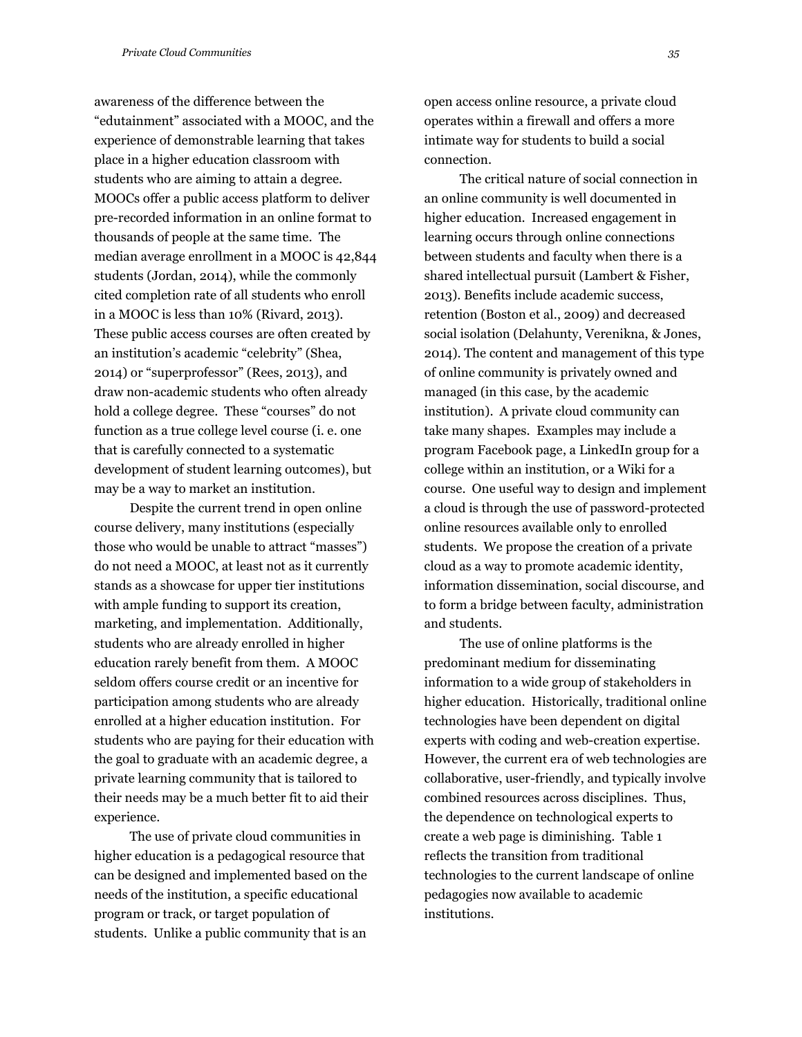awareness of the difference between the "edutainment" associated with a MOOC, and the experience of demonstrable learning that takes place in a higher education classroom with students who are aiming to attain a degree. MOOCs offer a public access platform to deliver pre-recorded information in an online format to thousands of people at the same time. The median average enrollment in a MOOC is 42,844 students (Jordan, 2014), while the commonly cited completion rate of all students who enroll in a MOOC is less than 10% (Rivard, 2013). These public access courses are often created by an institution's academic "celebrity" (Shea, 2014) or "superprofessor" (Rees, 2013), and draw non-academic students who often already hold a college degree. These "courses" do not function as a true college level course (i. e. one that is carefully connected to a systematic development of student learning outcomes), but may be a way to market an institution.

Despite the current trend in open online course delivery, many institutions (especially those who would be unable to attract "masses") do not need a MOOC, at least not as it currently stands as a showcase for upper tier institutions with ample funding to support its creation, marketing, and implementation. Additionally, students who are already enrolled in higher education rarely benefit from them. A MOOC seldom offers course credit or an incentive for participation among students who are already enrolled at a higher education institution. For students who are paying for their education with the goal to graduate with an academic degree, a private learning community that is tailored to their needs may be a much better fit to aid their experience.

The use of private cloud communities in higher education is a pedagogical resource that can be designed and implemented based on the needs of the institution, a specific educational program or track, or target population of students. Unlike a public community that is an open access online resource, a private cloud operates within a firewall and offers a more intimate way for students to build a social connection.

The critical nature of social connection in an online community is well documented in higher education. Increased engagement in learning occurs through online connections between students and faculty when there is a shared intellectual pursuit (Lambert & Fisher, 2013). Benefits include academic success, retention (Boston et al., 2009) and decreased social isolation (Delahunty, Verenikna, & Jones, 2014). The content and management of this type of online community is privately owned and managed (in this case, by the academic institution). A private cloud community can take many shapes. Examples may include a program Facebook page, a LinkedIn group for a college within an institution, or a Wiki for a course. One useful way to design and implement a cloud is through the use of password-protected online resources available only to enrolled students. We propose the creation of a private cloud as a way to promote academic identity, information dissemination, social discourse, and to form a bridge between faculty, administration and students.

The use of online platforms is the predominant medium for disseminating information to a wide group of stakeholders in higher education. Historically, traditional online technologies have been dependent on digital experts with coding and web-creation expertise. However, the current era of web technologies are collaborative, user-friendly, and typically involve combined resources across disciplines. Thus, the dependence on technological experts to create a web page is diminishing. Table 1 reflects the transition from traditional technologies to the current landscape of online pedagogies now available to academic institutions.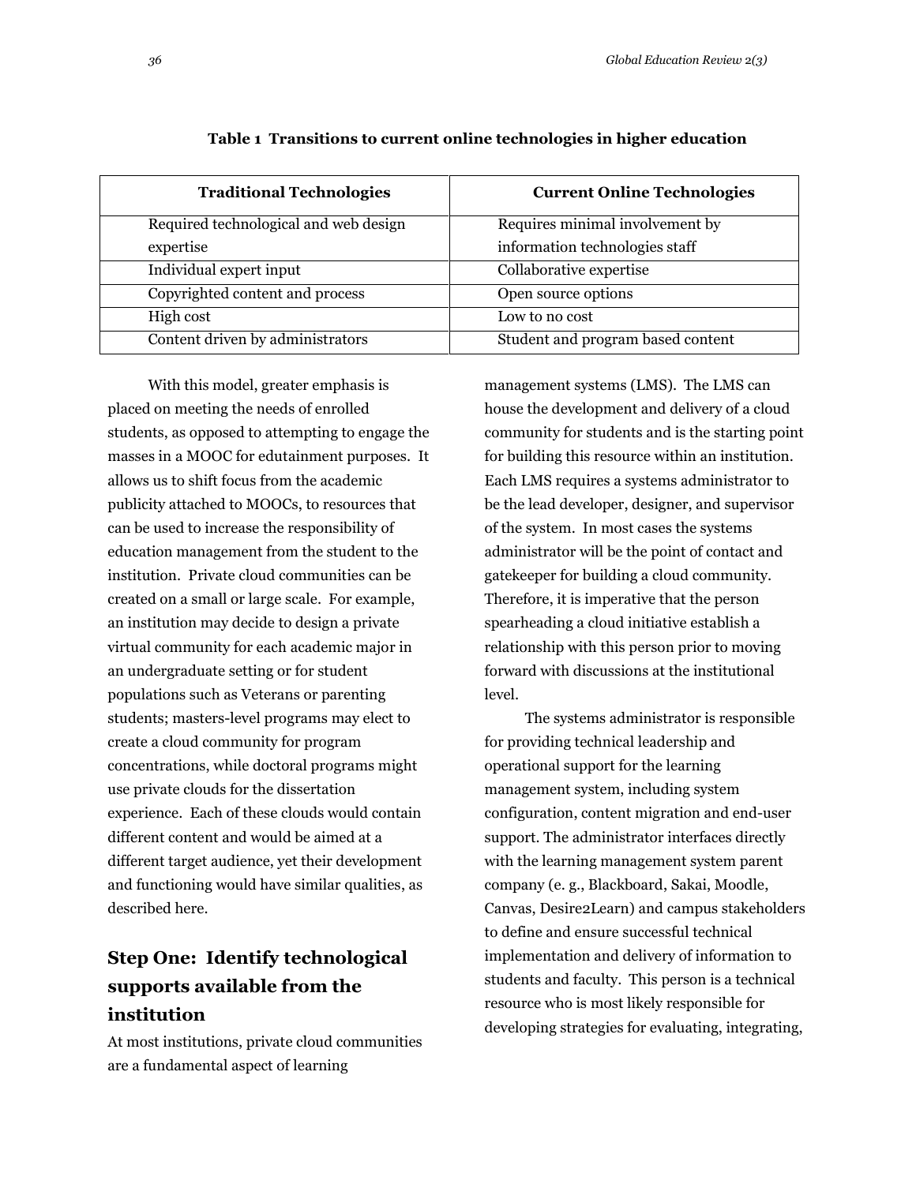**Table 1 Transitions to current online technologies in higher education**

| Traditional Technologies | Current Online Technologies |
| --- | --- |
| Required technological and web design expertise | Requires minimal involvement by information technologies staff |
| Individual expert input | Collaborative expertise |
| Copyrighted content and process | Open source options |
| High cost | Low to no cost |
| Content driven by administrators | Student and program based content |

With this model, greater emphasis is placed on meeting the needs of enrolled students, as opposed to attempting to engage the masses in a MOOC for edutainment purposes. It allows us to shift focus from the academic publicity attached to MOOCs, to resources that can be used to increase the responsibility of education management from the student to the institution. Private cloud communities can be created on a small or large scale. For example, an institution may decide to design a private virtual community for each academic major in an undergraduate setting or for student populations such as Veterans or parenting students; masters-level programs may elect to create a cloud community for program concentrations, while doctoral programs might use private clouds for the dissertation experience. Each of these clouds would contain different content and would be aimed at a different target audience, yet their development and functioning would have similar qualities, as described here.

## Step One: Identify technological supports available from the institution

At most institutions, private cloud communities are a fundamental aspect of learning management systems (LMS). The LMS can house the development and delivery of a cloud community for students and is the starting point for building this resource within an institution. Each LMS requires a systems administrator to be the lead developer, designer, and supervisor of the system. In most cases the systems administrator will be the point of contact and gatekeeper for building a cloud community. Therefore, it is imperative that the person spearheading a cloud initiative establish a relationship with this person prior to moving forward with discussions at the institutional level.

The systems administrator is responsible for providing technical leadership and operational support for the learning management system, including system configuration, content migration and end-user support. The administrator interfaces directly with the learning management system parent company (e. g., Blackboard, Sakai, Moodle, Canvas, Desire2Learn) and campus stakeholders to define and ensure successful technical implementation and delivery of information to students and faculty. This person is a technical resource who is most likely responsible for developing strategies for evaluating, integrating,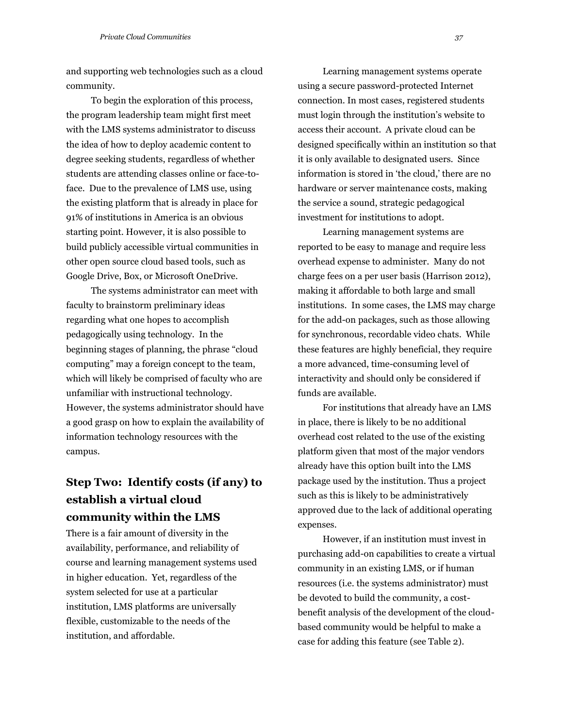and supporting web technologies such as a cloud community.

To begin the exploration of this process, the program leadership team might first meet with the LMS systems administrator to discuss the idea of how to deploy academic content to degree seeking students, regardless of whether students are attending classes online or face-to-face. Due to the prevalence of LMS use, using the existing platform that is already in place for 91% of institutions in America is an obvious starting point. However, it is also possible to build publicly accessible virtual communities in other open source cloud based tools, such as Google Drive, Box, or Microsoft OneDrive.

The systems administrator can meet with faculty to brainstorm preliminary ideas regarding what one hopes to accomplish pedagogically using technology. In the beginning stages of planning, the phrase "cloud computing" may a foreign concept to the team, which will likely be comprised of faculty who are unfamiliar with instructional technology. However, the systems administrator should have a good grasp on how to explain the availability of information technology resources with the campus.

## Step Two: Identify costs (if any) to establish a virtual cloud community within the LMS

There is a fair amount of diversity in the availability, performance, and reliability of course and learning management systems used in higher education. Yet, regardless of the system selected for use at a particular institution, LMS platforms are universally flexible, customizable to the needs of the institution, and affordable.

Learning management systems operate using a secure password-protected Internet connection. In most cases, registered students must login through the institution's website to access their account. A private cloud can be designed specifically within an institution so that it is only available to designated users. Since information is stored in 'the cloud,' there are no hardware or server maintenance costs, making the service a sound, strategic pedagogical investment for institutions to adopt.

Learning management systems are reported to be easy to manage and require less overhead expense to administer. Many do not charge fees on a per user basis (Harrison 2012), making it affordable to both large and small institutions. In some cases, the LMS may charge for the add-on packages, such as those allowing for synchronous, recordable video chats. While these features are highly beneficial, they require a more advanced, time-consuming level of interactivity and should only be considered if funds are available.

For institutions that already have an LMS in place, there is likely to be no additional overhead cost related to the use of the existing platform given that most of the major vendors already have this option built into the LMS package used by the institution. Thus a project such as this is likely to be administratively approved due to the lack of additional operating expenses.

However, if an institution must invest in purchasing add-on capabilities to create a virtual community in an existing LMS, or if human resources (i.e. the systems administrator) must be devoted to build the community, a cost-benefit analysis of the development of the cloud-based community would be helpful to make a case for adding this feature (see Table 2).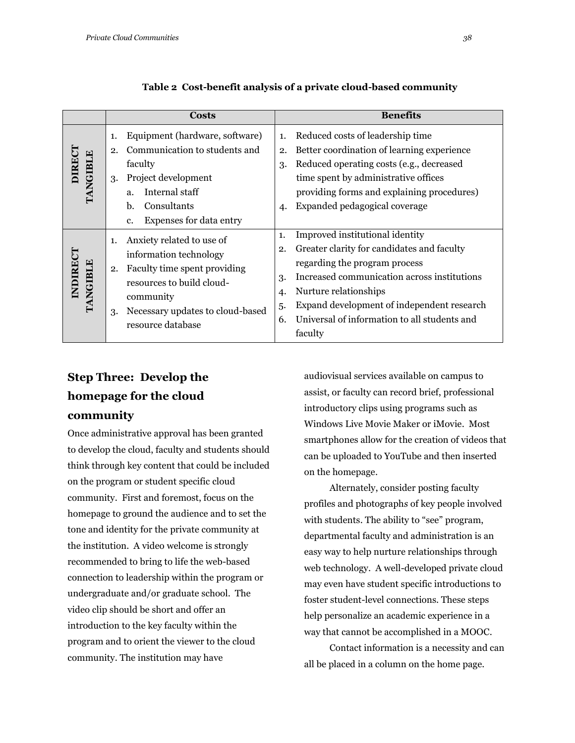**Table 2 Cost-benefit analysis of a private cloud-based community**

| | Costs | Benefits |
|---|---|---|
| **DIRECT TANGIBLE** | 1. Equipment (hardware, software)<br>2. Communication to students and faculty<br>3. Project development<br>a. Internal staff<br>b. Consultants<br>c. Expenses for data entry | 1. Reduced costs of leadership time<br>2. Better coordination of learning experience<br>3. Reduced operating costs (e.g., decreased time spent by administrative offices providing forms and explaining procedures)<br>4. Expanded pedagogical coverage |
| **INDIRECT TANGIBLE** | 1. Anxiety related to use of information technology<br>2. Faculty time spent providing resources to build cloud-community<br>3. Necessary updates to cloud-based resource database | 1. Improved institutional identity<br>2. Greater clarity for candidates and faculty regarding the program process<br>3. Increased communication across institutions<br>4. Nurture relationships<br>5. Expand development of independent research<br>6. Universal of information to all students and faculty |

## Step Three: Develop the homepage for the cloud community

Once administrative approval has been granted to develop the cloud, faculty and students should think through key content that could be included on the program or student specific cloud community. First and foremost, focus on the homepage to ground the audience and to set the tone and identity for the private community at the institution. A video welcome is strongly recommended to bring to life the web-based connection to leadership within the program or undergraduate and/or graduate school. The video clip should be short and offer an introduction to the key faculty within the program and to orient the viewer to the cloud community. The institution may have audiovisual services available on campus to assist, or faculty can record brief, professional introductory clips using programs such as Windows Live Movie Maker or iMovie. Most smartphones allow for the creation of videos that can be uploaded to YouTube and then inserted on the homepage.

Alternately, consider posting faculty profiles and photographs of key people involved with students. The ability to "see" program, departmental faculty and administration is an easy way to help nurture relationships through web technology. A well-developed private cloud may even have student specific introductions to foster student-level connections. These steps help personalize an academic experience in a way that cannot be accomplished in a MOOC.

Contact information is a necessity and can all be placed in a column on the home page.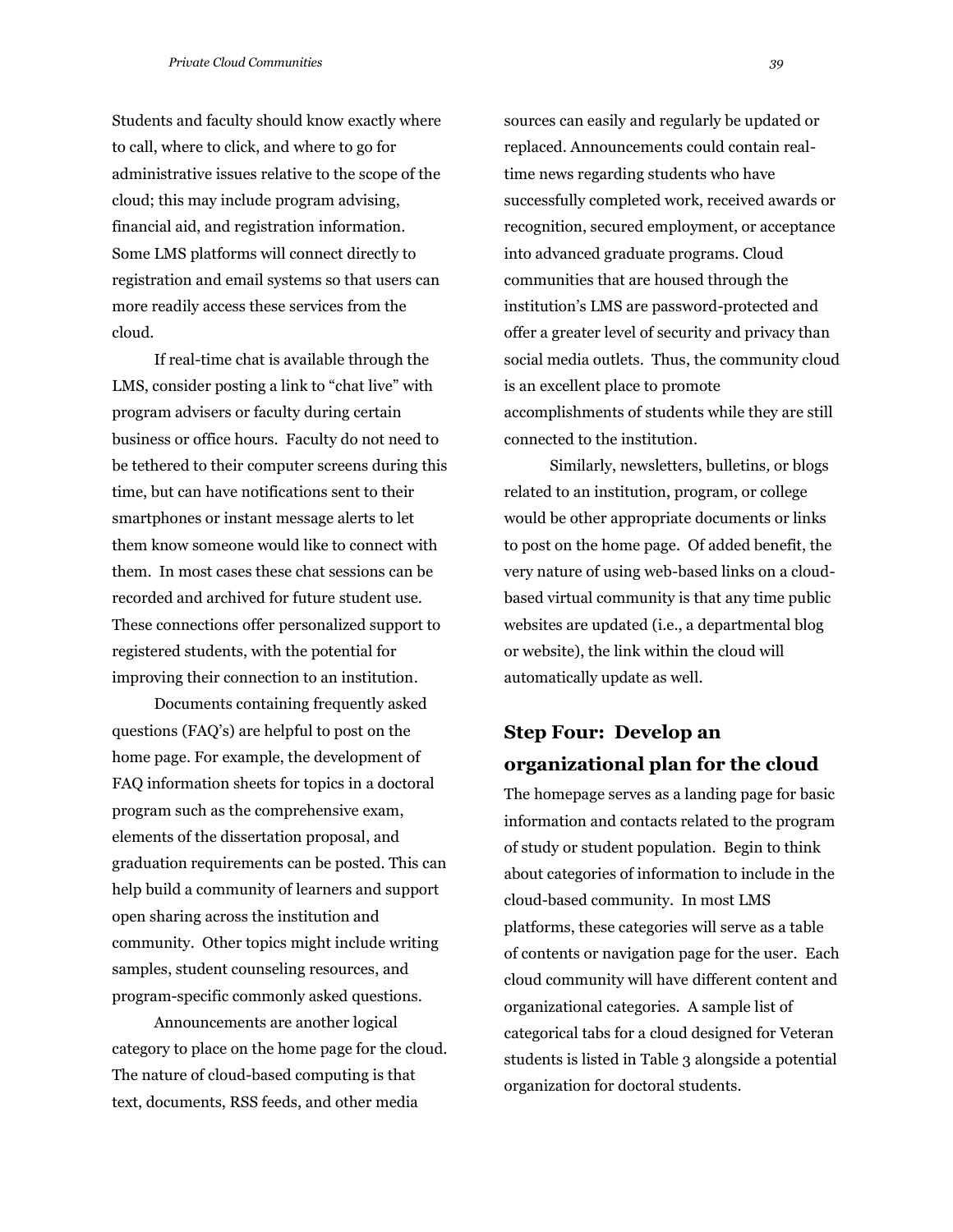Students and faculty should know exactly where to call, where to click, and where to go for administrative issues relative to the scope of the cloud; this may include program advising, financial aid, and registration information. Some LMS platforms will connect directly to registration and email systems so that users can more readily access these services from the cloud.

If real-time chat is available through the LMS, consider posting a link to "chat live" with program advisers or faculty during certain business or office hours. Faculty do not need to be tethered to their computer screens during this time, but can have notifications sent to their smartphones or instant message alerts to let them know someone would like to connect with them. In most cases these chat sessions can be recorded and archived for future student use. These connections offer personalized support to registered students, with the potential for improving their connection to an institution.

Documents containing frequently asked questions (FAQ's) are helpful to post on the home page. For example, the development of FAQ information sheets for topics in a doctoral program such as the comprehensive exam, elements of the dissertation proposal, and graduation requirements can be posted. This can help build a community of learners and support open sharing across the institution and community. Other topics might include writing samples, student counseling resources, and program-specific commonly asked questions.

Announcements are another logical category to place on the home page for the cloud. The nature of cloud-based computing is that text, documents, RSS feeds, and other media sources can easily and regularly be updated or replaced. Announcements could contain real-time news regarding students who have successfully completed work, received awards or recognition, secured employment, or acceptance into advanced graduate programs. Cloud communities that are housed through the institution's LMS are password-protected and offer a greater level of security and privacy than social media outlets. Thus, the community cloud is an excellent place to promote accomplishments of students while they are still connected to the institution.

Similarly, newsletters, bulletins, or blogs related to an institution, program, or college would be other appropriate documents or links to post on the home page. Of added benefit, the very nature of using web-based links on a cloud-based virtual community is that any time public websites are updated (i.e., a departmental blog or website), the link within the cloud will automatically update as well.

## Step Four: Develop an organizational plan for the cloud

The homepage serves as a landing page for basic information and contacts related to the program of study or student population. Begin to think about categories of information to include in the cloud-based community. In most LMS platforms, these categories will serve as a table of contents or navigation page for the user. Each cloud community will have different content and organizational categories. A sample list of categorical tabs for a cloud designed for Veteran students is listed in Table 3 alongside a potential organization for doctoral students.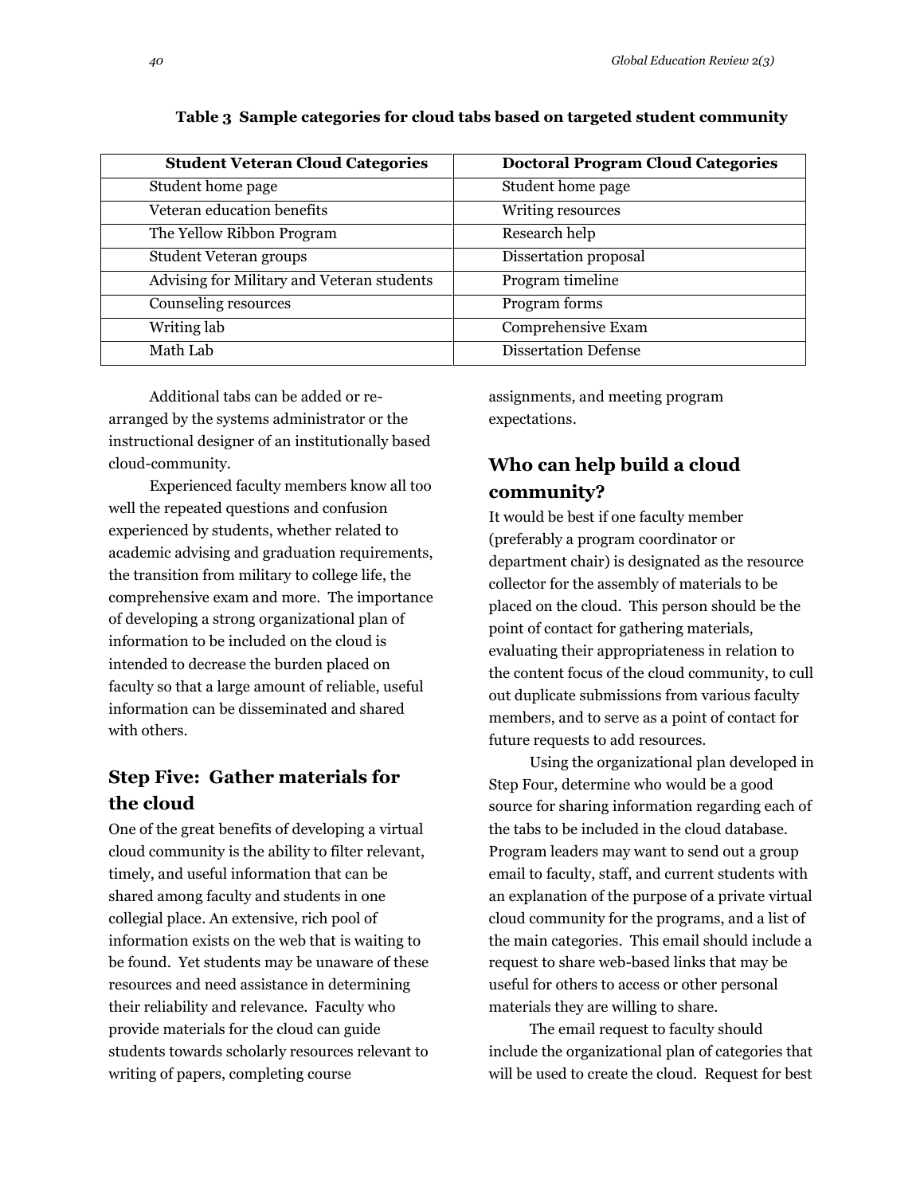**Table 3 Sample categories for cloud tabs based on targeted student community**

| Student Veteran Cloud Categories | Doctoral Program Cloud Categories |
|---|---|
| Student home page | Student home page |
| Veteran education benefits | Writing resources |
| The Yellow Ribbon Program | Research help |
| Student Veteran groups | Dissertation proposal |
| Advising for Military and Veteran students | Program timeline |
| Counseling resources | Program forms |
| Writing lab | Comprehensive Exam |
| Math Lab | Dissertation Defense |

Additional tabs can be added or re-arranged by the systems administrator or the instructional designer of an institutionally based cloud-community.

Experienced faculty members know all too well the repeated questions and confusion experienced by students, whether related to academic advising and graduation requirements, the transition from military to college life, the comprehensive exam and more. The importance of developing a strong organizational plan of information to be included on the cloud is intended to decrease the burden placed on faculty so that a large amount of reliable, useful information can be disseminated and shared with others.

## Step Five: Gather materials for the cloud

One of the great benefits of developing a virtual cloud community is the ability to filter relevant, timely, and useful information that can be shared among faculty and students in one collegial place. An extensive, rich pool of information exists on the web that is waiting to be found. Yet students may be unaware of these resources and need assistance in determining their reliability and relevance. Faculty who provide materials for the cloud can guide students towards scholarly resources relevant to writing of papers, completing course assignments, and meeting program expectations.

## Who can help build a cloud community?

It would be best if one faculty member (preferably a program coordinator or department chair) is designated as the resource collector for the assembly of materials to be placed on the cloud. This person should be the point of contact for gathering materials, evaluating their appropriateness in relation to the content focus of the cloud community, to cull out duplicate submissions from various faculty members, and to serve as a point of contact for future requests to add resources.

Using the organizational plan developed in Step Four, determine who would be a good source for sharing information regarding each of the tabs to be included in the cloud database. Program leaders may want to send out a group email to faculty, staff, and current students with an explanation of the purpose of a private virtual cloud community for the programs, and a list of the main categories. This email should include a request to share web-based links that may be useful for others to access or other personal materials they are willing to share.

The email request to faculty should include the organizational plan of categories that will be used to create the cloud. Request for best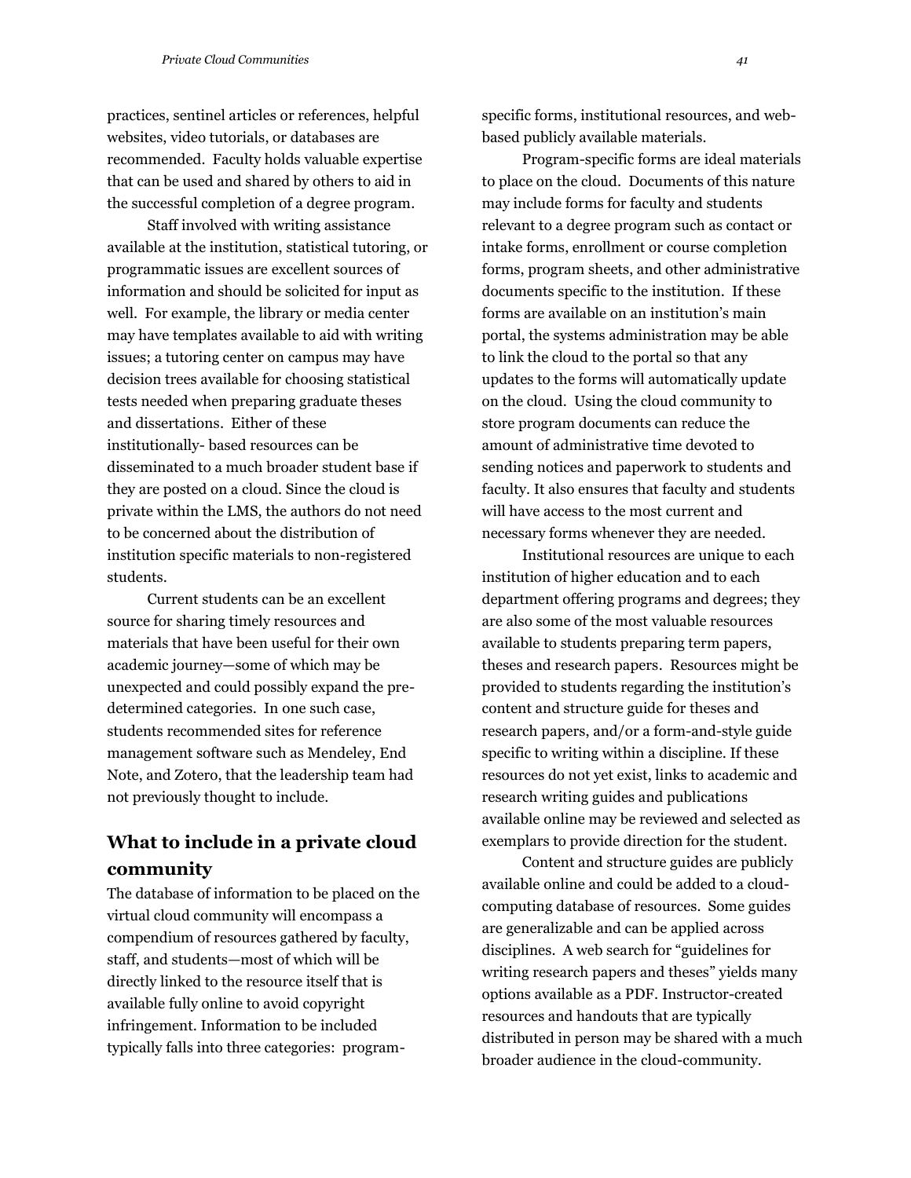practices, sentinel articles or references, helpful websites, video tutorials, or databases are recommended. Faculty holds valuable expertise that can be used and shared by others to aid in the successful completion of a degree program.

Staff involved with writing assistance available at the institution, statistical tutoring, or programmatic issues are excellent sources of information and should be solicited for input as well. For example, the library or media center may have templates available to aid with writing issues; a tutoring center on campus may have decision trees available for choosing statistical tests needed when preparing graduate theses and dissertations. Either of these institutionally- based resources can be disseminated to a much broader student base if they are posted on a cloud. Since the cloud is private within the LMS, the authors do not need to be concerned about the distribution of institution specific materials to non-registered students.

Current students can be an excellent source for sharing timely resources and materials that have been useful for their own academic journey—some of which may be unexpected and could possibly expand the pre-determined categories. In one such case, students recommended sites for reference management software such as Mendeley, End Note, and Zotero, that the leadership team had not previously thought to include.

## What to include in a private cloud community

The database of information to be placed on the virtual cloud community will encompass a compendium of resources gathered by faculty, staff, and students—most of which will be directly linked to the resource itself that is available fully online to avoid copyright infringement. Information to be included typically falls into three categories: program-specific forms, institutional resources, and web-based publicly available materials.

Program-specific forms are ideal materials to place on the cloud. Documents of this nature may include forms for faculty and students relevant to a degree program such as contact or intake forms, enrollment or course completion forms, program sheets, and other administrative documents specific to the institution. If these forms are available on an institution's main portal, the systems administration may be able to link the cloud to the portal so that any updates to the forms will automatically update on the cloud. Using the cloud community to store program documents can reduce the amount of administrative time devoted to sending notices and paperwork to students and faculty. It also ensures that faculty and students will have access to the most current and necessary forms whenever they are needed.

Institutional resources are unique to each institution of higher education and to each department offering programs and degrees; they are also some of the most valuable resources available to students preparing term papers, theses and research papers. Resources might be provided to students regarding the institution's content and structure guide for theses and research papers, and/or a form-and-style guide specific to writing within a discipline. If these resources do not yet exist, links to academic and research writing guides and publications available online may be reviewed and selected as exemplars to provide direction for the student.

Content and structure guides are publicly available online and could be added to a cloud-computing database of resources. Some guides are generalizable and can be applied across disciplines. A web search for "guidelines for writing research papers and theses" yields many options available as a PDF. Instructor-created resources and handouts that are typically distributed in person may be shared with a much broader audience in the cloud-community.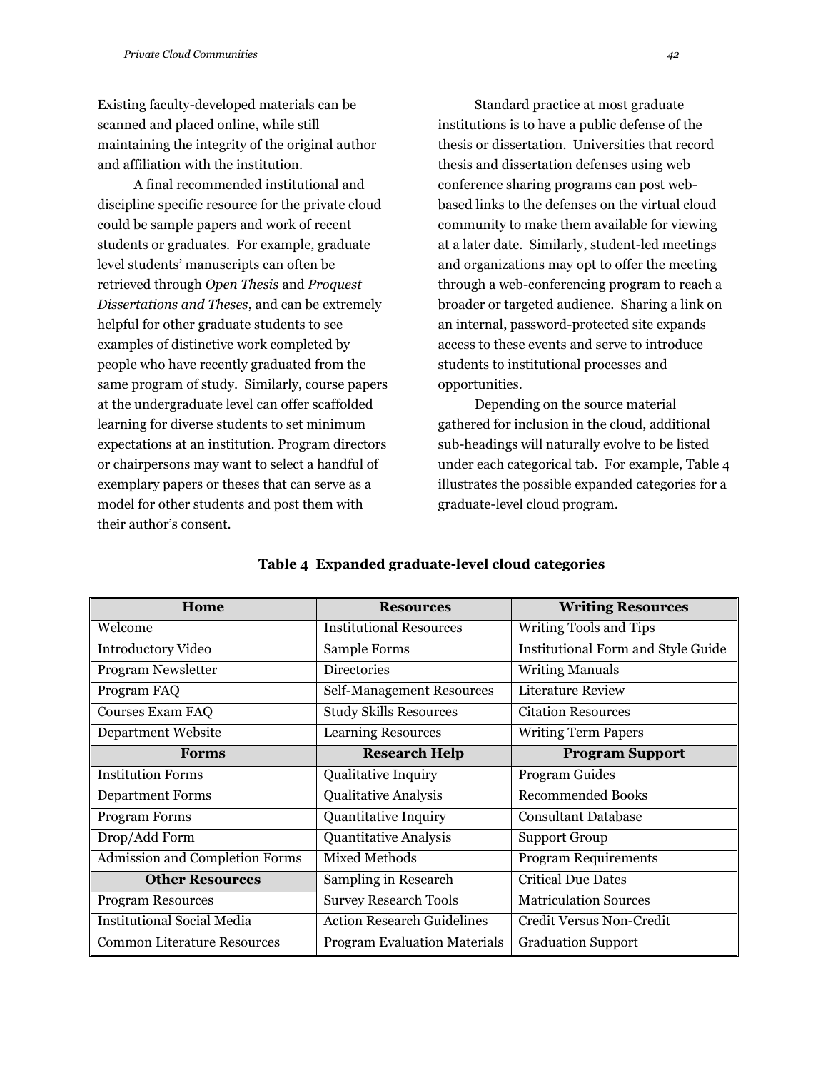Existing faculty-developed materials can be scanned and placed online, while still maintaining the integrity of the original author and affiliation with the institution.

A final recommended institutional and discipline specific resource for the private cloud could be sample papers and work of recent students or graduates. For example, graduate level students' manuscripts can often be retrieved through *Open Thesis* and *Proquest Dissertations and Theses*, and can be extremely helpful for other graduate students to see examples of distinctive work completed by people who have recently graduated from the same program of study. Similarly, course papers at the undergraduate level can offer scaffolded learning for diverse students to set minimum expectations at an institution. Program directors or chairpersons may want to select a handful of exemplary papers or theses that can serve as a model for other students and post them with their author's consent.

Standard practice at most graduate institutions is to have a public defense of the thesis or dissertation. Universities that record thesis and dissertation defenses using web conference sharing programs can post web-based links to the defenses on the virtual cloud community to make them available for viewing at a later date. Similarly, student-led meetings and organizations may opt to offer the meeting through a web-conferencing program to reach a broader or targeted audience. Sharing a link on an internal, password-protected site expands access to these events and serve to introduce students to institutional processes and opportunities.

Depending on the source material gathered for inclusion in the cloud, additional sub-headings will naturally evolve to be listed under each categorical tab. For example, Table 4 illustrates the possible expanded categories for a graduate-level cloud program.

**Table 4 Expanded graduate-level cloud categories**

| Home | Resources | Writing Resources |
|---|---|---|
| Welcome | Institutional Resources | Writing Tools and Tips |
| Introductory Video | Sample Forms | Institutional Form and Style Guide |
| Program Newsletter | Directories | Writing Manuals |
| Program FAQ | Self-Management Resources | Literature Review |
| Courses Exam FAQ | Study Skills Resources | Citation Resources |
| Department Website | Learning Resources | Writing Term Papers |
| **Forms** | **Research Help** | **Program Support** |
| Institution Forms | Qualitative Inquiry | Program Guides |
| Department Forms | Qualitative Analysis | Recommended Books |
| Program Forms | Quantitative Inquiry | Consultant Database |
| Drop/Add Form | Quantitative Analysis | Support Group |
| Admission and Completion Forms | Mixed Methods | Program Requirements |
| **Other Resources** | Sampling in Research | Critical Due Dates |
| Program Resources | Survey Research Tools | Matriculation Sources |
| Institutional Social Media | Action Research Guidelines | Credit Versus Non-Credit |
| Common Literature Resources | Program Evaluation Materials | Graduation Support |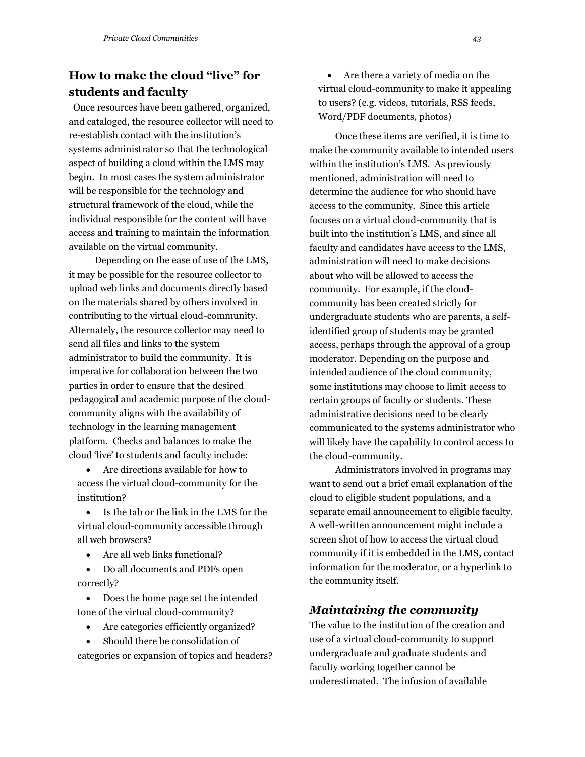## How to make the cloud "live" for students and faculty

Once resources have been gathered, organized, and cataloged, the resource collector will need to re-establish contact with the institution's systems administrator so that the technological aspect of building a cloud within the LMS may begin. In most cases the system administrator will be responsible for the technology and structural framework of the cloud, while the individual responsible for the content will have access and training to maintain the information available on the virtual community.

Depending on the ease of use of the LMS, it may be possible for the resource collector to upload web links and documents directly based on the materials shared by others involved in contributing to the virtual cloud-community. Alternately, the resource collector may need to send all files and links to the system administrator to build the community. It is imperative for collaboration between the two parties in order to ensure that the desired pedagogical and academic purpose of the cloud-community aligns with the availability of technology in the learning management platform. Checks and balances to make the cloud 'live' to students and faculty include:

- Are directions available for how to access the virtual cloud-community for the institution?
- Is the tab or the link in the LMS for the virtual cloud-community accessible through all web browsers?
- Are all web links functional?
- Do all documents and PDFs open correctly?
- Does the home page set the intended tone of the virtual cloud-community?
- Are categories efficiently organized?
- Should there be consolidation of categories or expansion of topics and headers?
- Are there a variety of media on the virtual cloud-community to make it appealing to users? (e.g. videos, tutorials, RSS feeds, Word/PDF documents, photos)

Once these items are verified, it is time to make the community available to intended users within the institution's LMS. As previously mentioned, administration will need to determine the audience for who should have access to the community. Since this article focuses on a virtual cloud-community that is built into the institution's LMS, and since all faculty and candidates have access to the LMS, administration will need to make decisions about who will be allowed to access the community. For example, if the cloud-community has been created strictly for undergraduate students who are parents, a self-identified group of students may be granted access, perhaps through the approval of a group moderator. Depending on the purpose and intended audience of the cloud community, some institutions may choose to limit access to certain groups of faculty or students. These administrative decisions need to be clearly communicated to the systems administrator who will likely have the capability to control access to the cloud-community.

Administrators involved in programs may want to send out a brief email explanation of the cloud to eligible student populations, and a separate email announcement to eligible faculty. A well-written announcement might include a screen shot of how to access the virtual cloud community if it is embedded in the LMS, contact information for the moderator, or a hyperlink to the community itself.

### *Maintaining the community*

The value to the institution of the creation and use of a virtual cloud-community to support undergraduate and graduate students and faculty working together cannot be underestimated. The infusion of available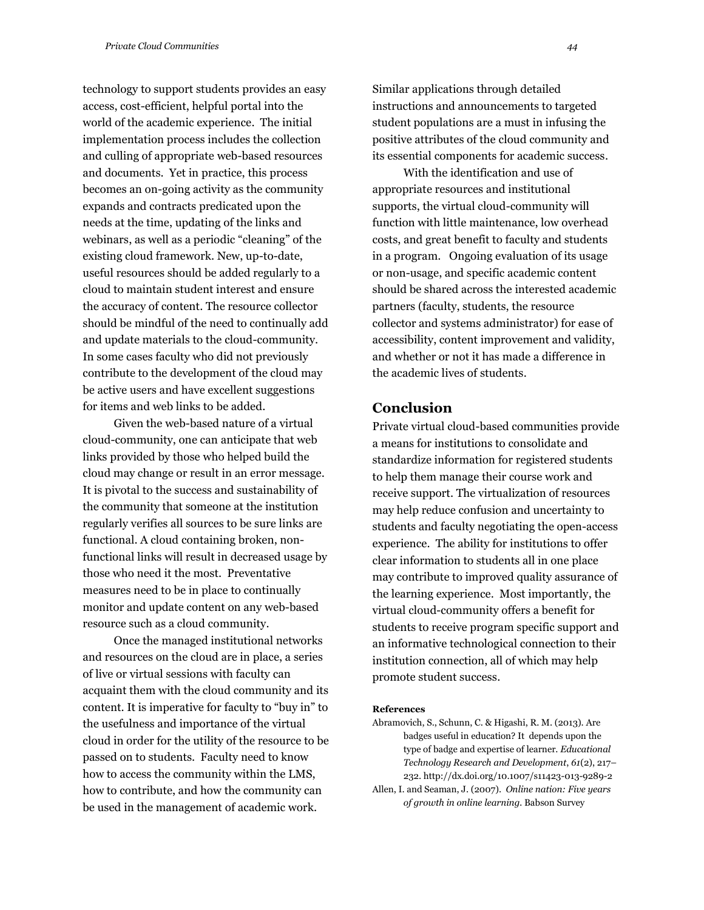technology to support students provides an easy access, cost-efficient, helpful portal into the world of the academic experience. The initial implementation process includes the collection and culling of appropriate web-based resources and documents. Yet in practice, this process becomes an on-going activity as the community expands and contracts predicated upon the needs at the time, updating of the links and webinars, as well as a periodic "cleaning" of the existing cloud framework. New, up-to-date, useful resources should be added regularly to a cloud to maintain student interest and ensure the accuracy of content. The resource collector should be mindful of the need to continually add and update materials to the cloud-community. In some cases faculty who did not previously contribute to the development of the cloud may be active users and have excellent suggestions for items and web links to be added.

Given the web-based nature of a virtual cloud-community, one can anticipate that web links provided by those who helped build the cloud may change or result in an error message. It is pivotal to the success and sustainability of the community that someone at the institution regularly verifies all sources to be sure links are functional. A cloud containing broken, non-functional links will result in decreased usage by those who need it the most. Preventative measures need to be in place to continually monitor and update content on any web-based resource such as a cloud community.

Once the managed institutional networks and resources on the cloud are in place, a series of live or virtual sessions with faculty can acquaint them with the cloud community and its content. It is imperative for faculty to "buy in" to the usefulness and importance of the virtual cloud in order for the utility of the resource to be passed on to students. Faculty need to know how to access the community within the LMS, how to contribute, and how the community can be used in the management of academic work. Similar applications through detailed instructions and announcements to targeted student populations are a must in infusing the positive attributes of the cloud community and its essential components for academic success.

With the identification and use of appropriate resources and institutional supports, the virtual cloud-community will function with little maintenance, low overhead costs, and great benefit to faculty and students in a program. Ongoing evaluation of its usage or non-usage, and specific academic content should be shared across the interested academic partners (faculty, students, the resource collector and systems administrator) for ease of accessibility, content improvement and validity, and whether or not it has made a difference in the academic lives of students.

## Conclusion

Private virtual cloud-based communities provide a means for institutions to consolidate and standardize information for registered students to help them manage their course work and receive support. The virtualization of resources may help reduce confusion and uncertainty to students and faculty negotiating the open-access experience. The ability for institutions to offer clear information to students all in one place may contribute to improved quality assurance of the learning experience. Most importantly, the virtual cloud-community offers a benefit for students to receive program specific support and an informative technological connection to their institution connection, all of which may help promote student success.

#### References

Abramovich, S., Schunn, C. & Higashi, R. M. (2013). Are badges useful in education? It depends upon the type of badge and expertise of learner. *Educational Technology Research and Development*, *61*(2), 217–232. http://dx.doi.org/10.1007/s11423-013-9289-2

Allen, I. and Seaman, J. (2007). *Online nation: Five years of growth in online learning.* Babson Survey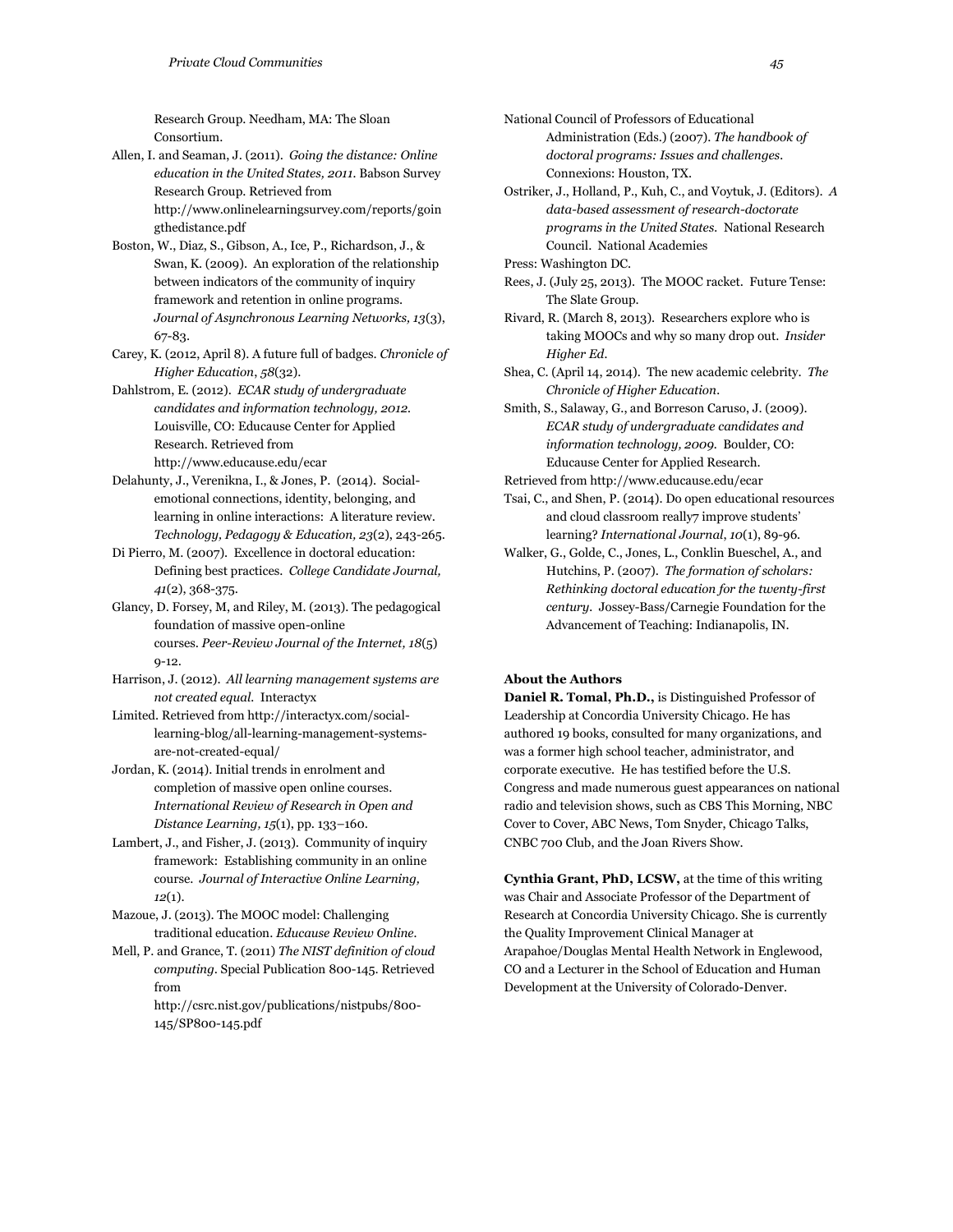Research Group. Needham, MA: The Sloan Consortium.

Allen, I. and Seaman, J. (2011). *Going the distance: Online education in the United States, 2011.* Babson Survey Research Group. Retrieved from http://www.onlinelearningsurvey.com/reports/goingthedistance.pdf

Boston, W., Diaz, S., Gibson, A., Ice, P., Richardson, J., & Swan, K. (2009). An exploration of the relationship between indicators of the community of inquiry framework and retention in online programs. *Journal of Asynchronous Learning Networks, 13*(3), 67-83.

Carey, K. (2012, April 8). A future full of badges. *Chronicle of Higher Education, 58*(32).

Dahlstrom, E. (2012). *ECAR study of undergraduate candidates and information technology, 2012.* Louisville, CO: Educause Center for Applied Research. Retrieved from http://www.educause.edu/ecar

Delahunty, J., Verenikna, I., & Jones, P. (2014). Social-emotional connections, identity, belonging, and learning in online interactions: A literature review. *Technology, Pedagogy & Education, 23*(2), 243-265.

Di Pierro, M. (2007). Excellence in doctoral education: Defining best practices. *College Candidate Journal, 41*(2), 368-375.

Glancy, D. Forsey, M, and Riley, M. (2013). The pedagogical foundation of massive open-online courses. *Peer-Review Journal of the Internet, 18*(5) 9-12.

Harrison, J. (2012). *All learning management systems are not created equal.* Interactyx Limited. Retrieved from http://interactyx.com/social-learning-blog/all-learning-management-systems-are-not-created-equal/

Jordan, K. (2014). Initial trends in enrolment and completion of massive open online courses. *International Review of Research in Open and Distance Learning, 15*(1), pp. 133–160.

Lambert, J., and Fisher, J. (2013). Community of inquiry framework: Establishing community in an online course. *Journal of Interactive Online Learning, 12*(1).

Mazoue, J. (2013). The MOOC model: Challenging traditional education. *Educause Review Online.*

Mell, P. and Grance, T. (2011) *The NIST definition of cloud computing*. Special Publication 800-145. Retrieved from http://csrc.nist.gov/publications/nistpubs/800-145/SP800-145.pdf

National Council of Professors of Educational Administration (Eds.) (2007). *The handbook of doctoral programs: Issues and challenges.* Connexions: Houston, TX.

Ostriker, J., Holland, P., Kuh, C., and Voytuk, J. (Editors). *A data-based assessment of research-doctorate programs in the United States.* National Research Council. National Academies Press: Washington DC.

Rees, J. (July 25, 2013). The MOOC racket. Future Tense: The Slate Group.

Rivard, R. (March 8, 2013). Researchers explore who is taking MOOCs and why so many drop out. *Insider Higher Ed.*

Shea, C. (April 14, 2014). The new academic celebrity. *The Chronicle of Higher Education.*

Smith, S., Salaway, G., and Borreson Caruso, J. (2009). *ECAR study of undergraduate candidates and information technology, 2009.* Boulder, CO: Educause Center for Applied Research. Retrieved from http://www.educause.edu/ecar

Tsai, C., and Shen, P. (2014). Do open educational resources and cloud classroom really7 improve students' learning? *International Journal, 10*(1), 89-96.

Walker, G., Golde, C., Jones, L., Conklin Bueschel, A., and Hutchins, P. (2007). *The formation of scholars: Rethinking doctoral education for the twenty-first century.* Jossey-Bass/Carnegie Foundation for the Advancement of Teaching: Indianapolis, IN.

**About the Authors**

**Daniel R. Tomal, Ph.D.,** is Distinguished Professor of Leadership at Concordia University Chicago. He has authored 19 books, consulted for many organizations, and was a former high school teacher, administrator, and corporate executive. He has testified before the U.S. Congress and made numerous guest appearances on national radio and television shows, such as CBS This Morning, NBC Cover to Cover, ABC News, Tom Snyder, Chicago Talks, CNBC 700 Club, and the Joan Rivers Show.

**Cynthia Grant, PhD, LCSW,** at the time of this writing was Chair and Associate Professor of the Department of Research at Concordia University Chicago. She is currently the Quality Improvement Clinical Manager at Arapahoe/Douglas Mental Health Network in Englewood, CO and a Lecturer in the School of Education and Human Development at the University of Colorado-Denver.